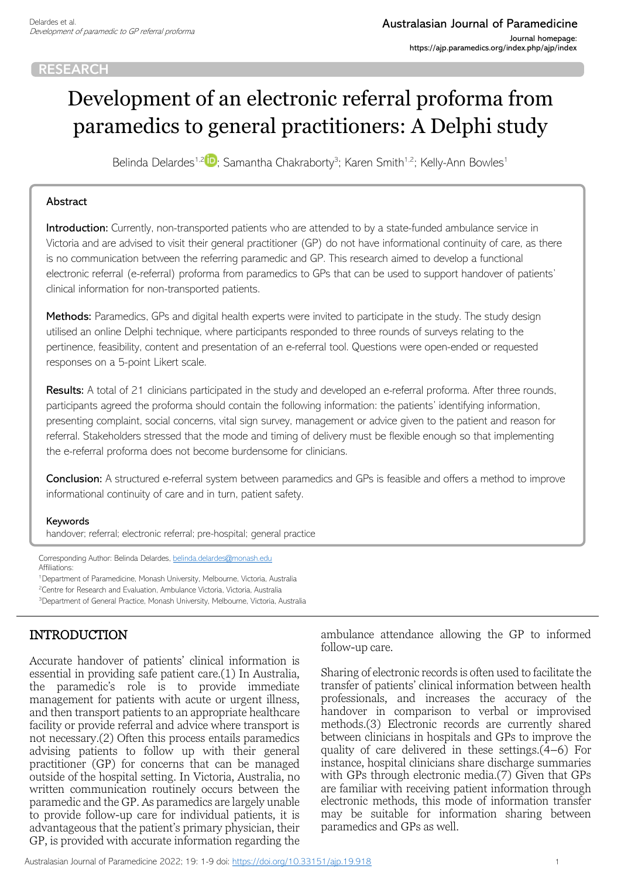RESEARCH

# Development of an electronic referral proforma from paramedics to general practitioners: A Delphi study

Belinda Delardes[1,2]; Samantha Chakraborty[3]; Karen Smith[1,2]; Kelly-Ann Bowles[1]

## Abstract

**Introduction:** Currently, non-transported patients who are attended to by a state-funded ambulance service in Victoria and are advised to visit their general practitioner (GP) do not have informational continuity of care, as there is no communication between the referring paramedic and GP. This research aimed to develop a functional electronic referral (e-referral) proforma from paramedics to GPs that can be used to support handover of patients' clinical information for non-transported patients.

**Methods:** Paramedics, GPs and digital health experts were invited to participate in the study. The study design utilised an online Delphi technique, where participants responded to three rounds of surveys relating to the pertinence, feasibility, content and presentation of an e-referral tool. Questions were open-ended or requested responses on a 5-point Likert scale.

**Results:** A total of 21 clinicians participated in the study and developed an e-referral proforma. After three rounds, participants agreed the proforma should contain the following information: the patients' identifying information, presenting complaint, social concerns, vital sign survey, management or advice given to the patient and reason for referral. Stakeholders stressed that the mode and timing of delivery must be flexible enough so that implementing the e-referral proforma does not become burdensome for clinicians.

**Conclusion:** A structured e-referral system between paramedics and GPs is feasible and offers a method to improve informational continuity of care and in turn, patient safety.

**Keywords**
handover; referral; electronic referral; pre-hospital; general practice

Corresponding Author: Belinda Delardes, belinda.delardes@monash.edu
Affiliations:
[1]Department of Paramedicine, Monash University, Melbourne, Victoria, Australia
[2]Centre for Research and Evaluation, Ambulance Victoria, Victoria, Australia
[3]Department of General Practice, Monash University, Melbourne, Victoria, Australia

## INTRODUCTION

Accurate handover of patients' clinical information is essential in providing safe patient care.(1) In Australia, the paramedic's role is to provide immediate management for patients with acute or urgent illness, and then transport patients to an appropriate healthcare facility or provide referral and advice where transport is not necessary.(2) Often this process entails paramedics advising patients to follow up with their general practitioner (GP) for concerns that can be managed outside of the hospital setting. In Victoria, Australia, no written communication routinely occurs between the paramedic and the GP. As paramedics are largely unable to provide follow-up care for individual patients, it is advantageous that the patient's primary physician, their GP, is provided with accurate information regarding the ambulance attendance allowing the GP to informed follow-up care.

Sharing of electronic records is often used to facilitate the transfer of patients' clinical information between health professionals, and increases the accuracy of the handover in comparison to verbal or improvised methods.(3) Electronic records are currently shared between clinicians in hospitals and GPs to improve the quality of care delivered in these settings.(4–6) For instance, hospital clinicians share discharge summaries with GPs through electronic media.(7) Given that GPs are familiar with receiving patient information through electronic methods, this mode of information transfer may be suitable for information sharing between paramedics and GPs as well.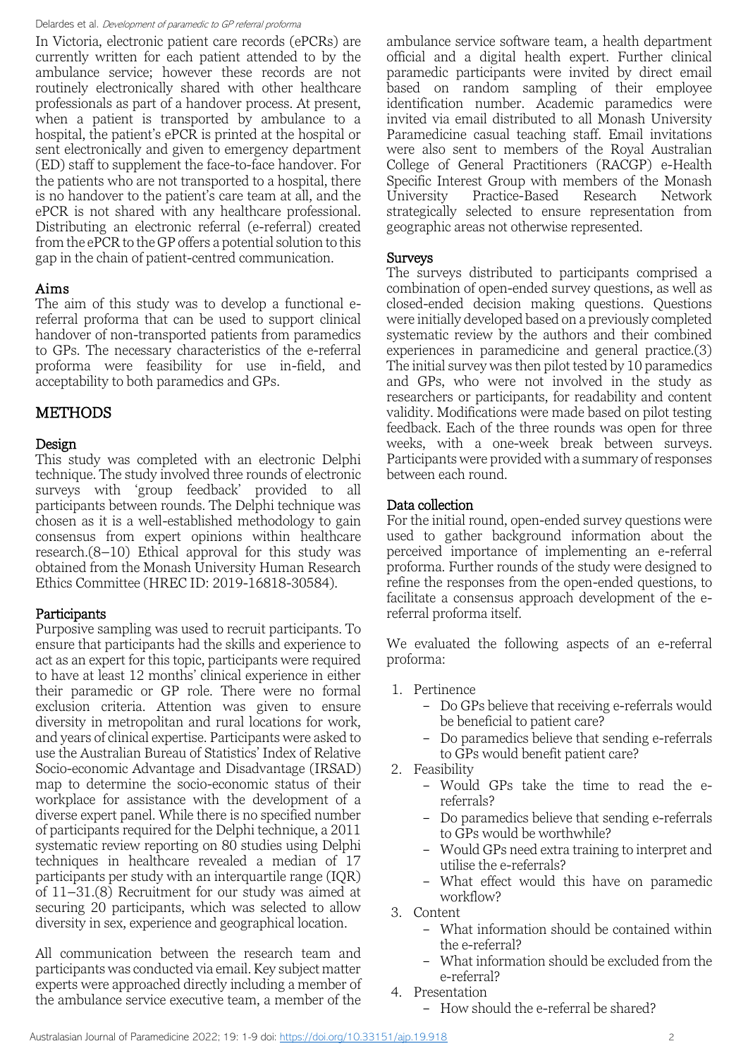In Victoria, electronic patient care records (ePCRs) are currently written for each patient attended to by the ambulance service; however these records are not routinely electronically shared with other healthcare professionals as part of a handover process. At present, when a patient is transported by ambulance to a hospital, the patient's ePCR is printed at the hospital or sent electronically and given to emergency department (ED) staff to supplement the face-to-face handover. For the patients who are not transported to a hospital, there is no handover to the patient's care team at all, and the ePCR is not shared with any healthcare professional. Distributing an electronic referral (e-referral) created from the ePCR to the GP offers a potential solution to this gap in the chain of patient-centred communication.

## Aims

The aim of this study was to develop a functional e-referral proforma that can be used to support clinical handover of non-transported patients from paramedics to GPs. The necessary characteristics of the e-referral proforma were feasibility for use in-field, and acceptability to both paramedics and GPs.

# METHODS

## Design

This study was completed with an electronic Delphi technique. The study involved three rounds of electronic surveys with 'group feedback' provided to all participants between rounds. The Delphi technique was chosen as it is a well-established methodology to gain consensus from expert opinions within healthcare research.(8–10) Ethical approval for this study was obtained from the Monash University Human Research Ethics Committee (HREC ID: 2019-16818-30584).

## Participants

Purposive sampling was used to recruit participants. To ensure that participants had the skills and experience to act as an expert for this topic, participants were required to have at least 12 months' clinical experience in either their paramedic or GP role. There were no formal exclusion criteria. Attention was given to ensure diversity in metropolitan and rural locations for work, and years of clinical expertise. Participants were asked to use the Australian Bureau of Statistics' Index of Relative Socio-economic Advantage and Disadvantage (IRSAD) map to determine the socio-economic status of their workplace for assistance with the development of a diverse expert panel. While there is no specified number of participants required for the Delphi technique, a 2011 systematic review reporting on 80 studies using Delphi techniques in healthcare revealed a median of 17 participants per study with an interquartile range (IQR) of 11–31.(8) Recruitment for our study was aimed at securing 20 participants, which was selected to allow diversity in sex, experience and geographical location.

All communication between the research team and participants was conducted via email. Key subject matter experts were approached directly including a member of the ambulance service executive team, a member of the ambulance service software team, a health department official and a digital health expert. Further clinical paramedic participants were invited by direct email based on random sampling of their employee identification number. Academic paramedics were invited via email distributed to all Monash University Paramedicine casual teaching staff. Email invitations were also sent to members of the Royal Australian College of General Practitioners (RACGP) e-Health Specific Interest Group with members of the Monash University Practice-Based Research Network strategically selected to ensure representation from geographic areas not otherwise represented.

## Surveys

The surveys distributed to participants comprised a combination of open-ended survey questions, as well as closed-ended decision making questions. Questions were initially developed based on a previously completed systematic review by the authors and their combined experiences in paramedicine and general practice.(3) The initial survey was then pilot tested by 10 paramedics and GPs, who were not involved in the study as researchers or participants, for readability and content validity. Modifications were made based on pilot testing feedback. Each of the three rounds was open for three weeks, with a one-week break between surveys. Participants were provided with a summary of responses between each round.

## Data collection

For the initial round, open-ended survey questions were used to gather background information about the perceived importance of implementing an e-referral proforma. Further rounds of the study were designed to refine the responses from the open-ended questions, to facilitate a consensus approach development of the e-referral proforma itself.

We evaluated the following aspects of an e-referral proforma:

1. Pertinence
   - Do GPs believe that receiving e-referrals would be beneficial to patient care?
   - Do paramedics believe that sending e-referrals to GPs would benefit patient care?
2. Feasibility
   - Would GPs take the time to read the e-referrals?
   - Do paramedics believe that sending e-referrals to GPs would be worthwhile?
   - Would GPs need extra training to interpret and utilise the e-referrals?
   - What effect would this have on paramedic workflow?
3. Content
   - What information should be contained within the e-referral?
   - What information should be excluded from the e-referral?
4. Presentation
   - How should the e-referral be shared?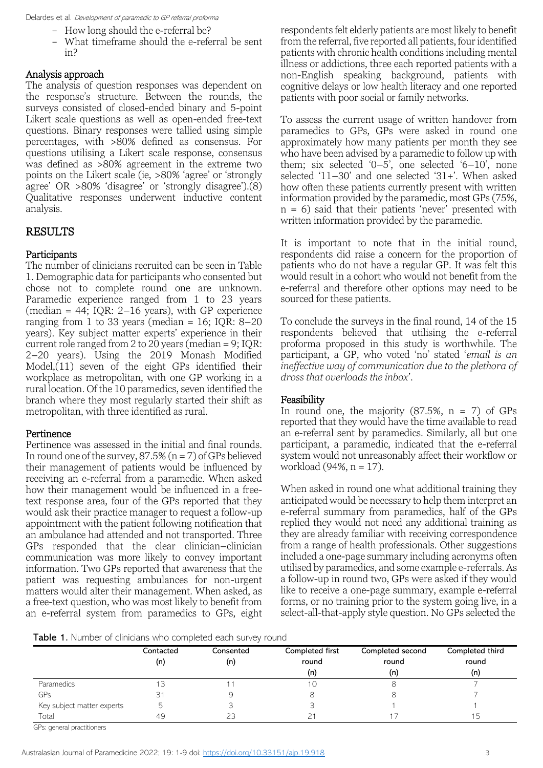- How long should the e-referral be?
- What timeframe should the e-referral be sent in?

### Analysis approach

The analysis of question responses was dependent on the response's structure. Between the rounds, the surveys consisted of closed-ended binary and 5-point Likert scale questions as well as open-ended free-text questions. Binary responses were tallied using simple percentages, with >80% defined as consensus. For questions utilising a Likert scale response, consensus was defined as >80% agreement in the extreme two points on the Likert scale (ie, >80% 'agree' or 'strongly agree' OR >80% 'disagree' or 'strongly disagree').(8) Qualitative responses underwent inductive content analysis.

## RESULTS

### Participants

The number of clinicians recruited can be seen in Table 1. Demographic data for participants who consented but chose not to complete round one are unknown. Paramedic experience ranged from 1 to 23 years (median = 44; IQR: 2–16 years), with GP experience ranging from 1 to 33 years (median = 16; IQR: 8–20 years). Key subject matter experts' experience in their current role ranged from 2 to 20 years (median = 9; IQR: 2–20 years). Using the 2019 Monash Modified Model,(11) seven of the eight GPs identified their workplace as metropolitan, with one GP working in a rural location. Of the 10 paramedics, seven identified the branch where they most regularly started their shift as metropolitan, with three identified as rural.

### Pertinence

Pertinence was assessed in the initial and final rounds. In round one of the survey, 87.5% (n = 7) of GPs believed their management of patients would be influenced by receiving an e-referral from a paramedic. When asked how their management would be influenced in a free-text response area, four of the GPs reported that they would ask their practice manager to request a follow-up appointment with the patient following notification that an ambulance had attended and not transported. Three GPs responded that the clear clinician–clinician communication was more likely to convey important information. Two GPs reported that awareness that the patient was requesting ambulances for non-urgent matters would alter their management. When asked, as a free-text question, who was most likely to benefit from an e-referral system from paramedics to GPs, eight respondents felt elderly patients are most likely to benefit from the referral, five reported all patients, four identified patients with chronic health conditions including mental illness or addictions, three each reported patients with a non-English speaking background, patients with cognitive delays or low health literacy and one reported patients with poor social or family networks.

To assess the current usage of written handover from paramedics to GPs, GPs were asked in round one approximately how many patients per month they see who have been advised by a paramedic to follow up with them; six selected '0–5', one selected '6–10', none selected '11–30' and one selected '31+'. When asked how often these patients currently present with written information provided by the paramedic, most GPs (75%, n = 6) said that their patients 'never' presented with written information provided by the paramedic.

It is important to note that in the initial round, respondents did raise a concern for the proportion of patients who do not have a regular GP. It was felt this would result in a cohort who would not benefit from the e-referral and therefore other options may need to be sourced for these patients.

To conclude the surveys in the final round, 14 of the 15 respondents believed that utilising the e-referral proforma proposed in this study is worthwhile. The participant, a GP, who voted 'no' stated '*email is an ineffective way of communication due to the plethora of dross that overloads the inbox*'.

### Feasibility

In round one, the majority (87.5%, n = 7) of GPs reported that they would have the time available to read an e-referral sent by paramedics. Similarly, all but one participant, a paramedic, indicated that the e-referral system would not unreasonably affect their workflow or workload (94%, n = 17).

When asked in round one what additional training they anticipated would be necessary to help them interpret an e-referral summary from paramedics, half of the GPs replied they would not need any additional training as they are already familiar with receiving correspondence from a range of health professionals. Other suggestions included a one-page summary including acronyms often utilised by paramedics, and some example e-referrals. As a follow-up in round two, GPs were asked if they would like to receive a one-page summary, example e-referral forms, or no training prior to the system going live, in a select-all-that-apply style question. No GPs selected the

**Table 1.** Number of clinicians who completed each survey round

| | Contacted (n) | Consented (n) | Completed first round (n) | Completed second round (n) | Completed third round (n) |
|---|---|---|---|---|---|
| Paramedics | 13 | 11 | 10 | 8 | 7 |
| GPs | 31 | 9 | 8 | 8 | 7 |
| Key subject matter experts | 5 | 3 | 3 | 1 | 1 |
| Total | 49 | 23 | 21 | 17 | 15 |

GPs: general practitioners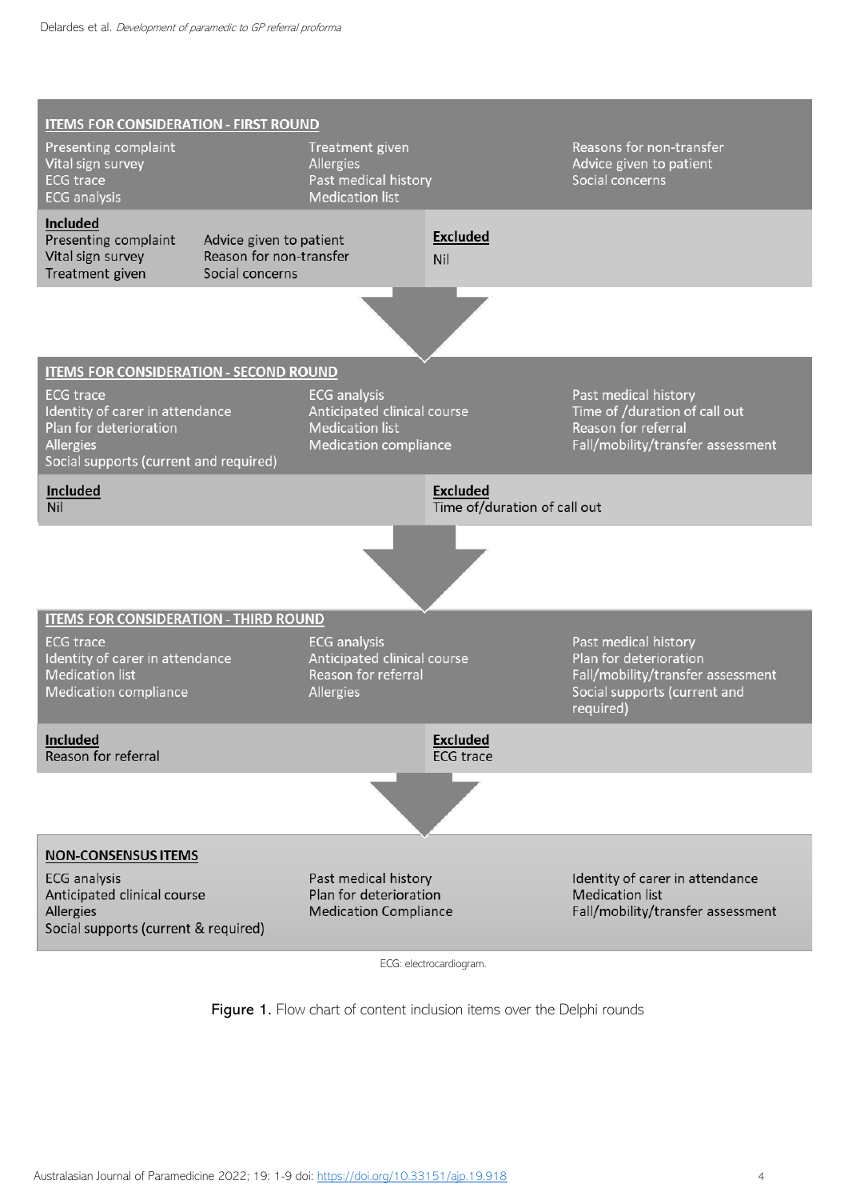**ITEMS FOR CONSIDERATION - FIRST ROUND**

Presenting complaint
Vital sign survey
ECG trace
ECG analysis
Treatment given
Allergies
Past medical history
Medication list
Reasons for non-transfer
Advice given to patient
Social concerns

**Included**

Presenting complaint
Vital sign survey
Treatment given
Advice given to patient
Reason for non-transfer
Social concerns

**Excluded**

Nil

**ITEMS FOR CONSIDERATION - SECOND ROUND**

ECG trace
Identity of carer in attendance
Plan for deterioration
Allergies
Social supports (current and required)
ECG analysis
Anticipated clinical course
Medication list
Medication compliance
Past medical history
Time of /duration of call out
Reason for referral
Fall/mobility/transfer assessment

**Included**

Nil

**Excluded**

Time of/duration of call out

**ITEMS FOR CONSIDERATION - THIRD ROUND**

ECG trace
Identity of carer in attendance
Medication list
Medication compliance
ECG analysis
Anticipated clinical course
Reason for referral
Allergies
Past medical history
Plan for deterioration
Fall/mobility/transfer assessment
Social supports (current and required)

**Included**

Reason for referral

**Excluded**

ECG trace

**NON-CONSENSUS ITEMS**

ECG analysis
Anticipated clinical course
Allergies
Social supports (current & required)
Past medical history
Plan for deterioration
Medication Compliance
Identity of carer in attendance
Medication list
Fall/mobility/transfer assessment

ECG: electrocardiogram.

**Figure 1.** Flow chart of content inclusion items over the Delphi rounds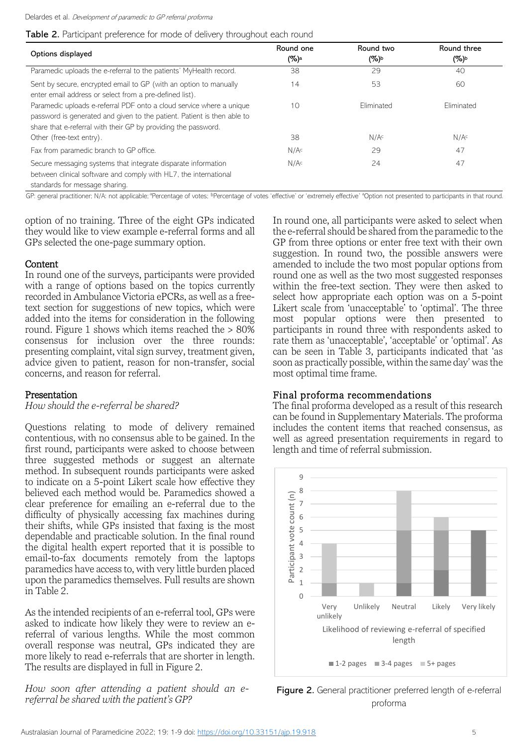**Table 2.** Participant preference for mode of delivery throughout each round

| Options displayed | Round one (%)[a] | Round two (%)[b] | Round three (%)[b] |
|---|---|---|---|
| Paramedic uploads the e-referral to the patients' MyHealth record. | 38 | 29 | 40 |
| Sent by secure, encrypted email to GP (with an option to manually enter email address or select from a pre-defined list). | 14 | 53 | 60 |
| Paramedic uploads e-referral PDF onto a cloud service where a unique password is generated and given to the patient. Patient is then able to share that e-referral with their GP by providing the password. | 10 | Eliminated | Eliminated |
| Other (free-text entry). | 38 | N/A[c] | N/A[c] |
| Fax from paramedic branch to GP office. | N/A[c] | 29 | 47 |
| Secure messaging systems that integrate disparate information between clinical software and comply with HL7, the international standards for message sharing. | N/A[c] | 24 | 47 |

GP: general practitioner; N/A: not applicable; [a]Percentage of votes; [b]Percentage of votes 'effective' or 'extremely effective' [c]Option not presented to participants in that round.

option of no training. Three of the eight GPs indicated they would like to view example e-referral forms and all GPs selected the one-page summary option.

## Content

In round one of the surveys, participants were provided with a range of options based on the topics currently recorded in Ambulance Victoria ePCRs, as well as a free-text section for suggestions of new topics, which were added into the items for consideration in the following round. Figure 1 shows which items reached the > 80% consensus for inclusion over the three rounds: presenting complaint, vital sign survey, treatment given, advice given to patient, reason for non-transfer, social concerns, and reason for referral.

## Presentation

*How should the e-referral be shared?*

Questions relating to mode of delivery remained contentious, with no consensus able to be gained. In the first round, participants were asked to choose between three suggested methods or suggest an alternate method. In subsequent rounds participants were asked to indicate on a 5-point Likert scale how effective they believed each method would be. Paramedics showed a clear preference for emailing an e-referral due to the difficulty of physically accessing fax machines during their shifts, while GPs insisted that faxing is the most dependable and practicable solution. In the final round the digital health expert reported that it is possible to email-to-fax documents remotely from the laptops paramedics have access to, with very little burden placed upon the paramedics themselves. Full results are shown in Table 2.

As the intended recipients of an e-referral tool, GPs were asked to indicate how likely they were to review an e-referral of various lengths. While the most common overall response was neutral, GPs indicated they are more likely to read e-referrals that are shorter in length. The results are displayed in full in Figure 2.

*How soon after attending a patient should an e-referral be shared with the patient's GP?*

In round one, all participants were asked to select when the e-referral should be shared from the paramedic to the GP from three options or enter free text with their own suggestion. In round two, the possible answers were amended to include the two most popular options from round one as well as the two most suggested responses within the free-text section. They were then asked to select how appropriate each option was on a 5-point Likert scale from 'unacceptable' to 'optimal'. The three most popular options were then presented to participants in round three with respondents asked to rate them as 'unacceptable', 'acceptable' or 'optimal'. As can be seen in Table 3, participants indicated that 'as soon as practically possible, within the same day' was the most optimal time frame.

## Final proforma recommendations

The final proforma developed as a result of this research can be found in Supplementary Materials. The proforma includes the content items that reached consensus, as well as agreed presentation requirements in regard to length and time of referral submission.

**Figure 2.** General practitioner preferred length of e-referral proforma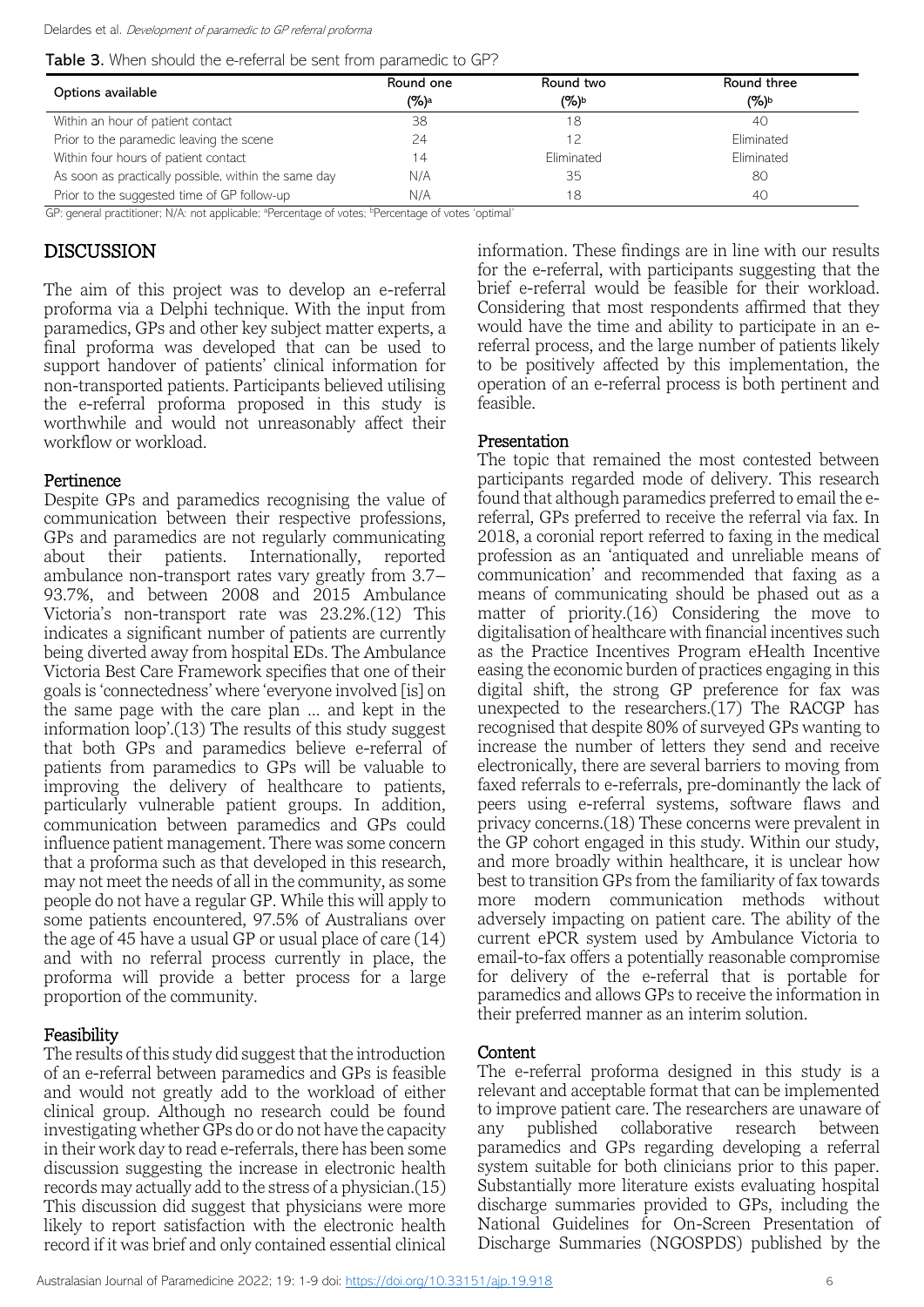**Table 3.** When should the e-referral be sent from paramedic to GP?

| Options available | Round one (%)[a] | Round two (%)[b] | Round three (%)[b] |
|---|---|---|---|
| Within an hour of patient contact | 38 | 18 | 40 |
| Prior to the paramedic leaving the scene | 24 | 12 | Eliminated |
| Within four hours of patient contact | 14 | Eliminated | Eliminated |
| As soon as practically possible, within the same day | N/A | 35 | 80 |
| Prior to the suggested time of GP follow-up | N/A | 18 | 40 |

GP: general practitioner; N/A: not applicable; [a]Percentage of votes; [b]Percentage of votes 'optimal'

# DISCUSSION

The aim of this project was to develop an e-referral proforma via a Delphi technique. With the input from paramedics, GPs and other key subject matter experts, a final proforma was developed that can be used to support handover of patients' clinical information for non-transported patients. Participants believed utilising the e-referral proforma proposed in this study is worthwhile and would not unreasonably affect their workflow or workload.

## Pertinence

Despite GPs and paramedics recognising the value of communication between their respective professions, GPs and paramedics are not regularly communicating about their patients. Internationally, reported ambulance non-transport rates vary greatly from 3.7–93.7%, and between 2008 and 2015 Ambulance Victoria's non-transport rate was 23.2%.(12) This indicates a significant number of patients are currently being diverted away from hospital EDs. The Ambulance Victoria Best Care Framework specifies that one of their goals is 'connectedness' where 'everyone involved [is] on the same page with the care plan … and kept in the information loop'.(13) The results of this study suggest that both GPs and paramedics believe e-referral of patients from paramedics to GPs will be valuable to improving the delivery of healthcare to patients, particularly vulnerable patient groups. In addition, communication between paramedics and GPs could influence patient management. There was some concern that a proforma such as that developed in this research, may not meet the needs of all in the community, as some people do not have a regular GP. While this will apply to some patients encountered, 97.5% of Australians over the age of 45 have a usual GP or usual place of care (14) and with no referral process currently in place, the proforma will provide a better process for a large proportion of the community.

## Feasibility

The results of this study did suggest that the introduction of an e-referral between paramedics and GPs is feasible and would not greatly add to the workload of either clinical group. Although no research could be found investigating whether GPs do or do not have the capacity in their work day to read e-referrals, there has been some discussion suggesting the increase in electronic health records may actually add to the stress of a physician.(15) This discussion did suggest that physicians were more likely to report satisfaction with the electronic health record if it was brief and only contained essential clinical information. These findings are in line with our results for the e-referral, with participants suggesting that the brief e-referral would be feasible for their workload. Considering that most respondents affirmed that they would have the time and ability to participate in an e-referral process, and the large number of patients likely to be positively affected by this implementation, the operation of an e-referral process is both pertinent and feasible.

## Presentation

The topic that remained the most contested between participants regarded mode of delivery. This research found that although paramedics preferred to email the e-referral, GPs preferred to receive the referral via fax. In 2018, a coronial report referred to faxing in the medical profession as an 'antiquated and unreliable means of communication' and recommended that faxing as a means of communicating should be phased out as a matter of priority.(16) Considering the move to digitalisation of healthcare with financial incentives such as the Practice Incentives Program eHealth Incentive easing the economic burden of practices engaging in this digital shift, the strong GP preference for fax was unexpected to the researchers.(17) The RACGP has recognised that despite 80% of surveyed GPs wanting to increase the number of letters they send and receive electronically, there are several barriers to moving from faxed referrals to e-referrals, pre-dominantly the lack of peers using e-referral systems, software flaws and privacy concerns.(18) These concerns were prevalent in the GP cohort engaged in this study. Within our study, and more broadly within healthcare, it is unclear how best to transition GPs from the familiarity of fax towards more modern communication methods without adversely impacting on patient care. The ability of the current ePCR system used by Ambulance Victoria to email-to-fax offers a potentially reasonable compromise for delivery of the e-referral that is portable for paramedics and allows GPs to receive the information in their preferred manner as an interim solution.

## Content

The e-referral proforma designed in this study is a relevant and acceptable format that can be implemented to improve patient care. The researchers are unaware of any published collaborative research between paramedics and GPs regarding developing a referral system suitable for both clinicians prior to this paper. Substantially more literature exists evaluating hospital discharge summaries provided to GPs, including the National Guidelines for On-Screen Presentation of Discharge Summaries (NGOSPDS) published by the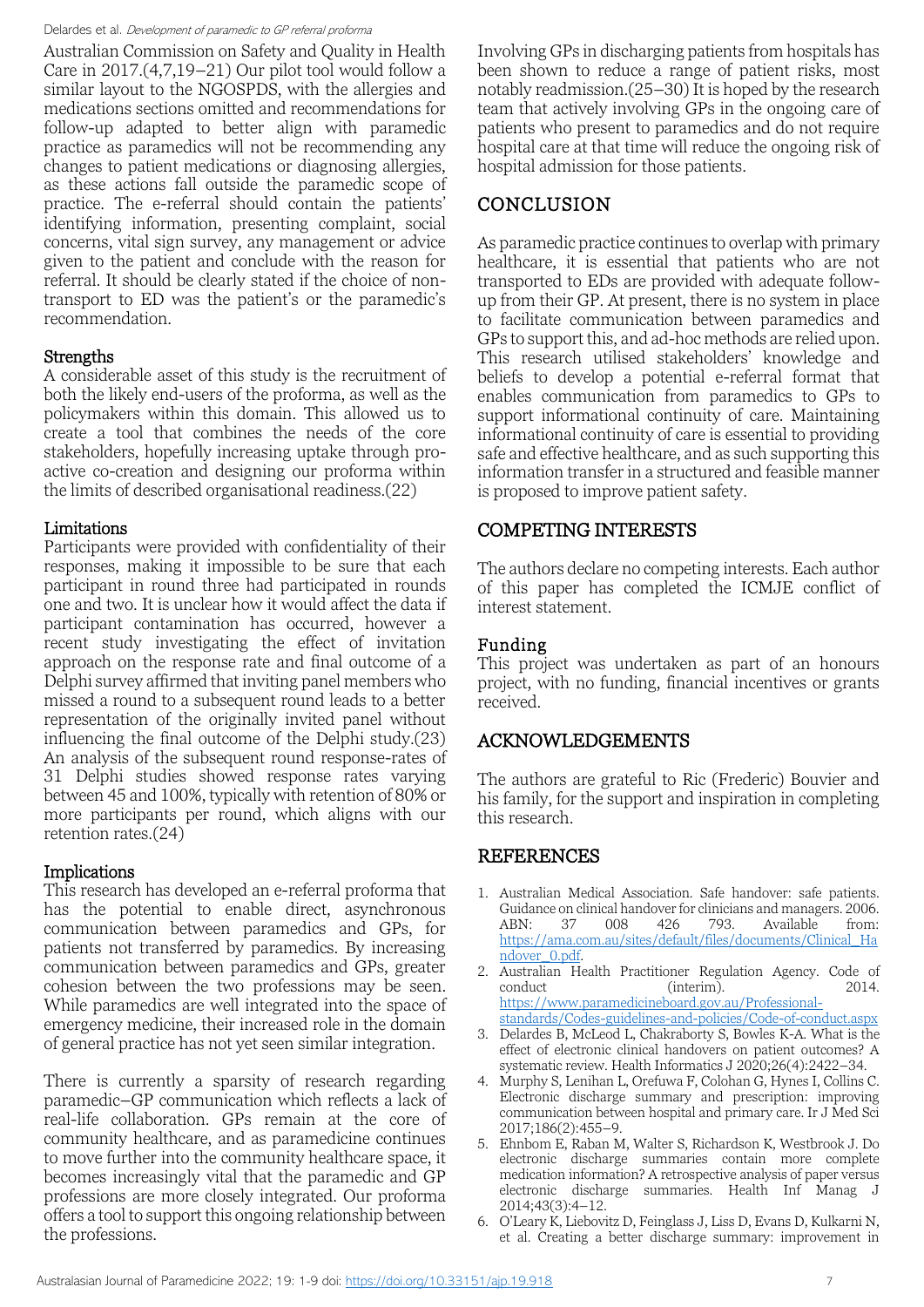Australian Commission on Safety and Quality in Health Care in 2017.(4,7,19–21) Our pilot tool would follow a similar layout to the NGOSPDS, with the allergies and medications sections omitted and recommendations for follow-up adapted to better align with paramedic practice as paramedics will not be recommending any changes to patient medications or diagnosing allergies, as these actions fall outside the paramedic scope of practice. The e-referral should contain the patients' identifying information, presenting complaint, social concerns, vital sign survey, any management or advice given to the patient and conclude with the reason for referral. It should be clearly stated if the choice of non-transport to ED was the patient's or the paramedic's recommendation.

### Strengths

A considerable asset of this study is the recruitment of both the likely end-users of the proforma, as well as the policymakers within this domain. This allowed us to create a tool that combines the needs of the core stakeholders, hopefully increasing uptake through pro-active co-creation and designing our proforma within the limits of described organisational readiness.(22)

### Limitations

Participants were provided with confidentiality of their responses, making it impossible to be sure that each participant in round three had participated in rounds one and two. It is unclear how it would affect the data if participant contamination has occurred, however a recent study investigating the effect of invitation approach on the response rate and final outcome of a Delphi survey affirmed that inviting panel members who missed a round to a subsequent round leads to a better representation of the originally invited panel without influencing the final outcome of the Delphi study.(23) An analysis of the subsequent round response-rates of 31 Delphi studies showed response rates varying between 45 and 100%, typically with retention of 80% or more participants per round, which aligns with our retention rates.(24)

### Implications

This research has developed an e-referral proforma that has the potential to enable direct, asynchronous communication between paramedics and GPs, for patients not transferred by paramedics. By increasing communication between paramedics and GPs, greater cohesion between the two professions may be seen. While paramedics are well integrated into the space of emergency medicine, their increased role in the domain of general practice has not yet seen similar integration.

There is currently a sparsity of research regarding paramedic–GP communication which reflects a lack of real-life collaboration. GPs remain at the core of community healthcare, and as paramedicine continues to move further into the community healthcare space, it becomes increasingly vital that the paramedic and GP professions are more closely integrated. Our proforma offers a tool to support this ongoing relationship between the professions.

Involving GPs in discharging patients from hospitals has been shown to reduce a range of patient risks, most notably readmission.(25–30) It is hoped by the research team that actively involving GPs in the ongoing care of patients who present to paramedics and do not require hospital care at that time will reduce the ongoing risk of hospital admission for those patients.

## CONCLUSION

As paramedic practice continues to overlap with primary healthcare, it is essential that patients who are not transported to EDs are provided with adequate follow-up from their GP. At present, there is no system in place to facilitate communication between paramedics and GPs to support this, and ad-hoc methods are relied upon. This research utilised stakeholders' knowledge and beliefs to develop a potential e-referral format that enables communication from paramedics to GPs to support informational continuity of care. Maintaining informational continuity of care is essential to providing safe and effective healthcare, and as such supporting this information transfer in a structured and feasible manner is proposed to improve patient safety.

## COMPETING INTERESTS

The authors declare no competing interests. Each author of this paper has completed the ICMJE conflict of interest statement.

### Funding

This project was undertaken as part of an honours project, with no funding, financial incentives or grants received.

## ACKNOWLEDGEMENTS

The authors are grateful to Ric (Frederic) Bouvier and his family, for the support and inspiration in completing this research.

## REFERENCES

1. Australian Medical Association. Safe handover: safe patients. Guidance on clinical handover for clinicians and managers. 2006. ABN: 37 008 426 793. Available from: https://ama.com.au/sites/default/files/documents/Clinical_Handover_0.pdf.
2. Australian Health Practitioner Regulation Agency. Code of conduct (interim). 2014. https://www.paramedicineboard.gov.au/Professional-standards/Codes-guidelines-and-policies/Code-of-conduct.aspx
3. Delardes B, McLeod L, Chakraborty S, Bowles K-A. What is the effect of electronic clinical handovers on patient outcomes? A systematic review. Health Informatics J 2020;26(4):2422–34.
4. Murphy S, Lenihan L, Orefuwa F, Colohan G, Hynes I, Collins C. Electronic discharge summary and prescription: improving communication between hospital and primary care. Ir J Med Sci 2017;186(2):455–9.
5. Ehnbom E, Raban M, Walter S, Richardson K, Westbrook J. Do electronic discharge summaries contain more complete medication information? A retrospective analysis of paper versus electronic discharge summaries. Health Inf Manag J 2014;43(3):4–12.
6. O'Leary K, Liebovitz D, Feinglass J, Liss D, Evans D, Kulkarni N, et al. Creating a better discharge summary: improvement in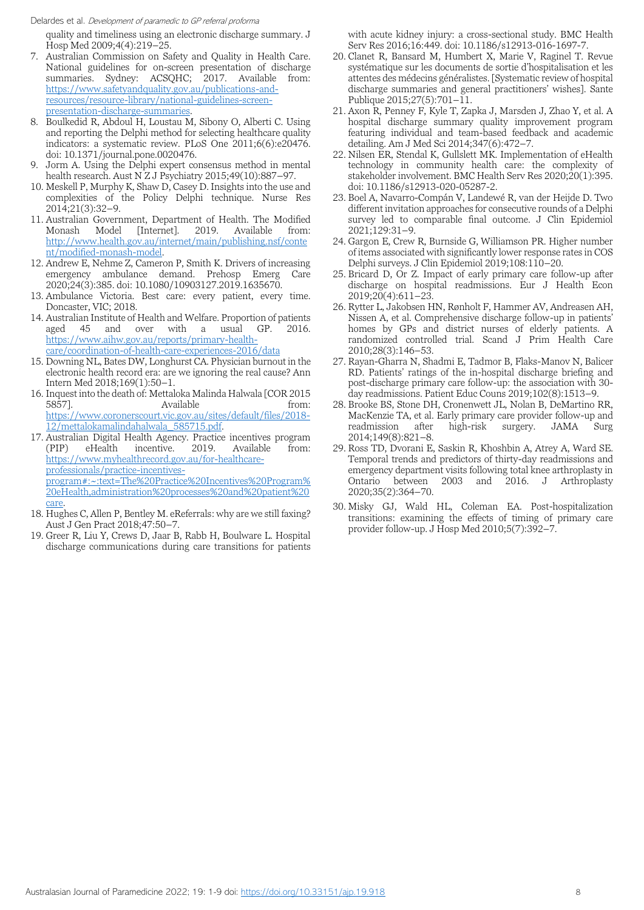quality and timeliness using an electronic discharge summary. J Hosp Med 2009;4(4):219–25.

7. Australian Commission on Safety and Quality in Health Care. National guidelines for on-screen presentation of discharge summaries. Sydney: ACSQHC; 2017. Available from: https://www.safetyandquality.gov.au/publications-and-resources/resource-library/national-guidelines-screen-presentation-discharge-summaries.
8. Boulkedid R, Abdoul H, Loustau M, Sibony O, Alberti C. Using and reporting the Delphi method for selecting healthcare quality indicators: a systematic review. PLoS One 2011;6(6):e20476. doi: 10.1371/journal.pone.0020476.
9. Jorm A. Using the Delphi expert consensus method in mental health research. Aust N Z J Psychiatry 2015;49(10):887–97.
10. Meskell P, Murphy K, Shaw D, Casey D. Insights into the use and complexities of the Policy Delphi technique. Nurse Res 2014;21(3):32–9.
11. Australian Government, Department of Health. The Modified Monash Model [Internet]. 2019. Available from: http://www.health.gov.au/internet/main/publishing.nsf/content/modified-monash-model.
12. Andrew E, Nehme Z, Cameron P, Smith K. Drivers of increasing emergency ambulance demand. Prehosp Emerg Care 2020;24(3):385. doi: 10.1080/10903127.2019.1635670.
13. Ambulance Victoria. Best care: every patient, every time. Doncaster, VIC; 2018.
14. Australian Institute of Health and Welfare. Proportion of patients aged 45 and over with a usual GP. 2016. https://www.aihw.gov.au/reports/primary-health-care/coordination-of-health-care-experiences-2016/data
15. Downing NL, Bates DW, Longhurst CA. Physician burnout in the electronic health record era: are we ignoring the real cause? Ann Intern Med 2018;169(1):50–1.
16. Inquest into the death of: Mettaloka Malinda Halwala [COR 2015 5857]. Available from: https://www.coronerscourt.vic.gov.au/sites/default/files/2018-12/mettalokamalindahalwala_585715.pdf.
17. Australian Digital Health Agency. Practice incentives program (PIP) eHealth incentive. 2019. Available from: https://www.myhealthrecord.gov.au/for-healthcare-professionals/practice-incentives-program#:~:text=The%20Practice%20Incentives%20Program%20eHealth,administration%20processes%20and%20patient%20care.
18. Hughes C, Allen P, Bentley M. eReferrals: why are we still faxing? Aust J Gen Pract 2018;47:50–7.
19. Greer R, Liu Y, Crews D, Jaar B, Rabb H, Boulware L. Hospital discharge communications during care transitions for patients with acute kidney injury: a cross-sectional study. BMC Health Serv Res 2016;16:449. doi: 10.1186/s12913-016-1697-7.
20. Clanet R, Bansard M, Humbert X, Marie V, Raginel T. Revue systématique sur les documents de sortie d'hospitalisation et les attentes des médecins généralistes. [Systematic review of hospital discharge summaries and general practitioners' wishes]. Sante Publique 2015;27(5):701–11.
21. Axon R, Penney F, Kyle T, Zapka J, Marsden J, Zhao Y, et al. A hospital discharge summary quality improvement program featuring individual and team-based feedback and academic detailing. Am J Med Sci 2014;347(6):472–7.
22. Nilsen ER, Stendal K, Gullslett MK. Implementation of eHealth technology in community health care: the complexity of stakeholder involvement. BMC Health Serv Res 2020;20(1):395. doi: 10.1186/s12913-020-05287-2.
23. Boel A, Navarro-Compán V, Landewé R, van der Heijde D. Two different invitation approaches for consecutive rounds of a Delphi survey led to comparable final outcome. J Clin Epidemiol 2021;129:31–9.
24. Gargon E, Crew R, Burnside G, Williamson PR. Higher number of items associated with significantly lower response rates in COS Delphi surveys. J Clin Epidemiol 2019;108:110–20.
25. Bricard D, Or Z. Impact of early primary care follow-up after discharge on hospital readmissions. Eur J Health Econ 2019;20(4):611–23.
26. Rytter L, Jakobsen HN, Rønholt F, Hammer AV, Andreasen AH, Nissen A, et al. Comprehensive discharge follow-up in patients' homes by GPs and district nurses of elderly patients. A randomized controlled trial. Scand J Prim Health Care 2010;28(3):146–53.
27. Rayan-Gharra N, Shadmi E, Tadmor B, Flaks-Manov N, Balicer RD. Patients' ratings of the in-hospital discharge briefing and post-discharge primary care follow-up: the association with 30-day readmissions. Patient Educ Couns 2019;102(8):1513–9.
28. Brooke BS, Stone DH, Cronenwett JL, Nolan B, DeMartino RR, MacKenzie TA, et al. Early primary care provider follow-up and readmission after high-risk surgery. JAMA Surg 2014;149(8):821–8.
29. Ross TD, Dvorani E, Saskin R, Khoshbin A, Atrey A, Ward SE. Temporal trends and predictors of thirty-day readmissions and emergency department visits following total knee arthroplasty in Ontario between 2003 and 2016. J Arthroplasty 2020;35(2):364–70.
30. Misky GJ, Wald HL, Coleman EA. Post-hospitalization transitions: examining the effects of timing of primary care provider follow-up. J Hosp Med 2010;5(7):392–7.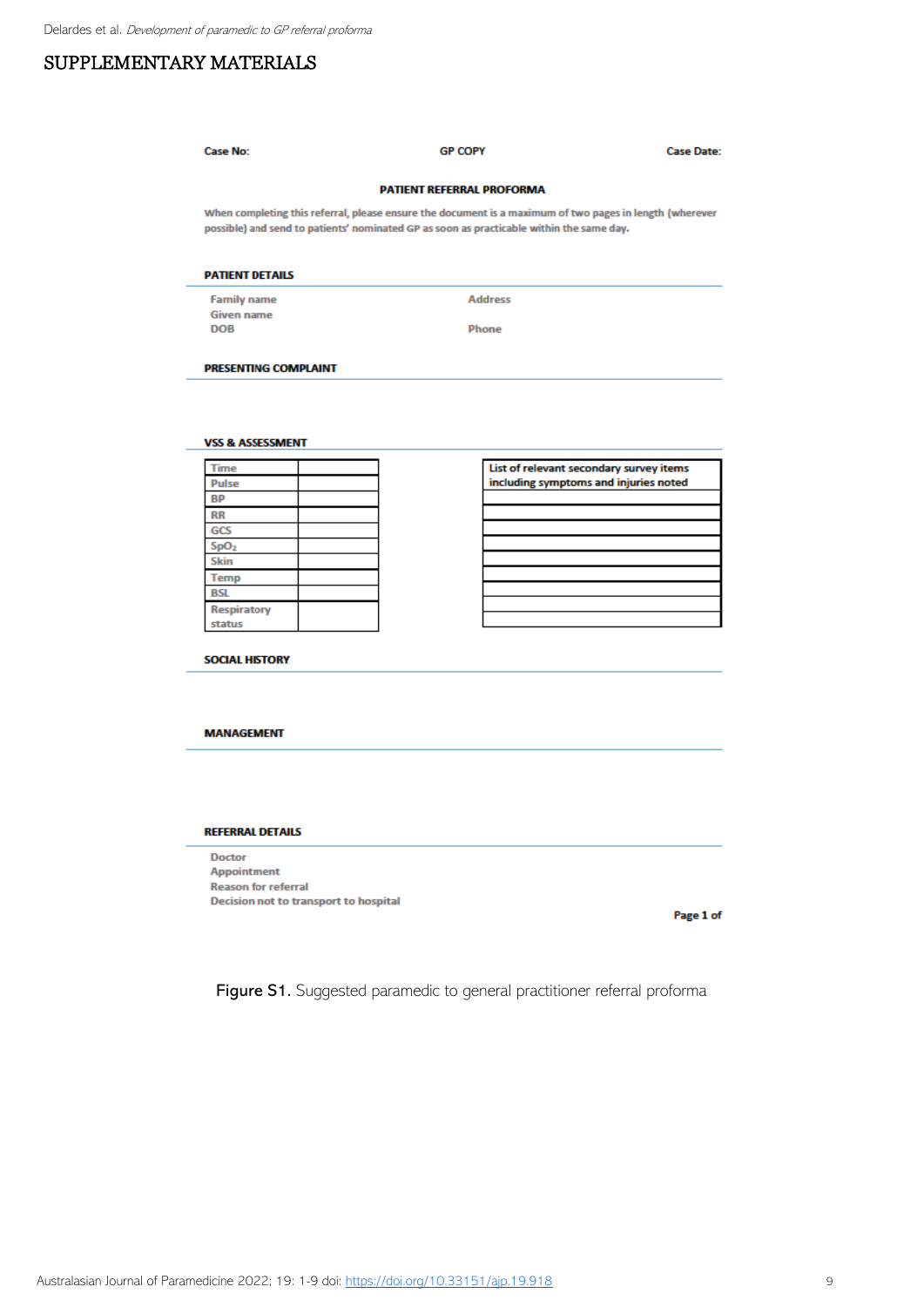# SUPPLEMENTARY MATERIALS

**Case No:** **GP COPY** **Case Date:**

**PATIENT REFERRAL PROFORMA**

**When completing this referral, please ensure the document is a maximum of two pages in length (wherever possible) and send to patients' nominated GP as soon as practicable within the same day.**

## PATIENT DETAILS

Family name
Given name
DOB

Address

Phone

## PRESENTING COMPLAINT

## VSS & ASSESSMENT

| | |
|---|---|
| Time | |
| Pulse | |
| BP | |
| RR | |
| GCS | |
| $SpO_2$ | |
| Skin | |
| Temp | |
| BSL | |
| Respiratory status | |

| List of relevant secondary survey items including symptoms and injuries noted |
|---|
| |
| |
| |
| |
| |
| |
| |
| |
| |

## SOCIAL HISTORY

## MANAGEMENT

## REFERRAL DETAILS

Doctor
Appointment
Reason for referral
Decision not to transport to hospital

**Page 1 of**

Figure S1. Suggested paramedic to general practitioner referral proforma